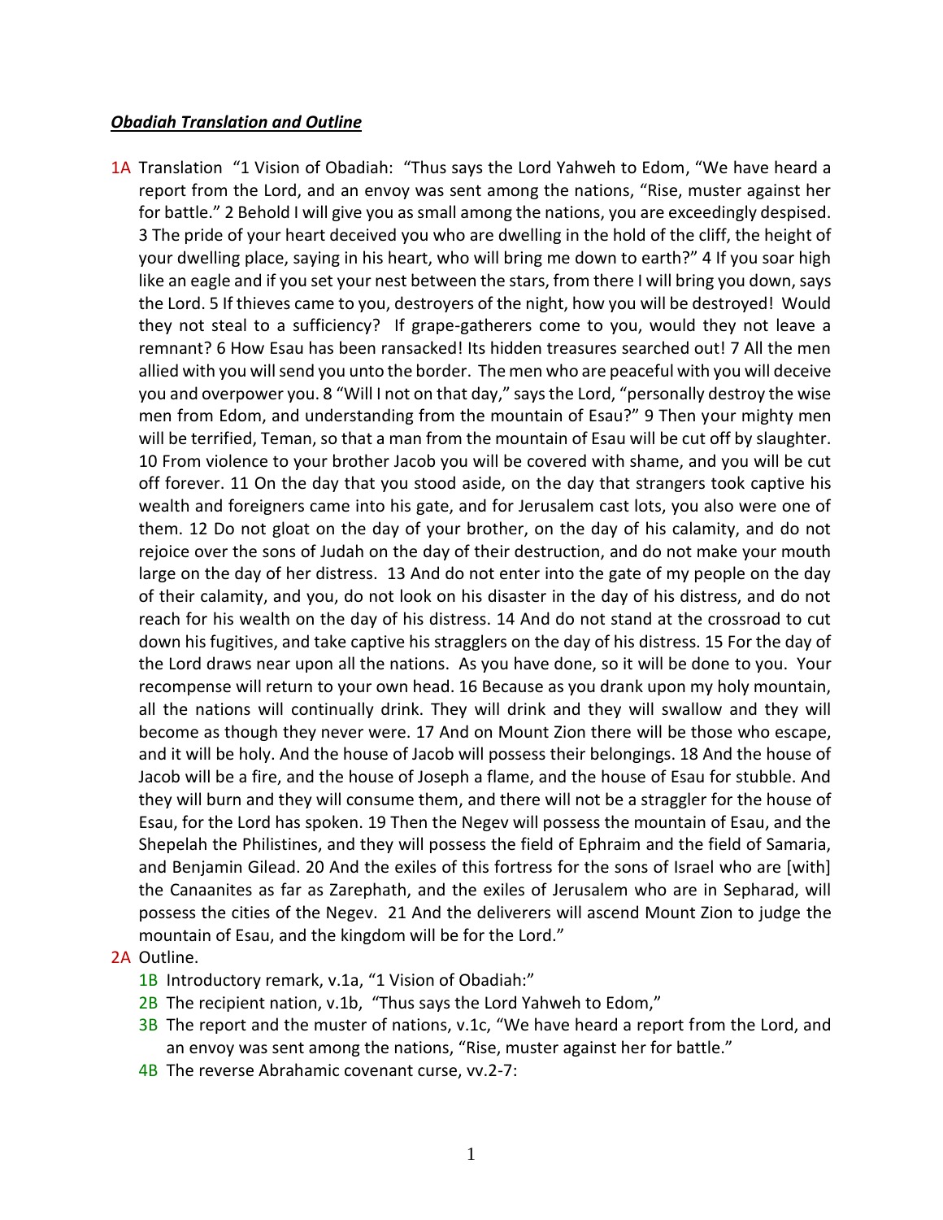***Obadiah Translation and Outline***

1A Translation "1 Vision of Obadiah: "Thus says the Lord Yahweh to Edom, "We have heard a report from the Lord, and an envoy was sent among the nations, "Rise, muster against her for battle." 2 Behold I will give you as small among the nations, you are exceedingly despised. 3 The pride of your heart deceived you who are dwelling in the hold of the cliff, the height of your dwelling place, saying in his heart, who will bring me down to earth?" 4 If you soar high like an eagle and if you set your nest between the stars, from there I will bring you down, says the Lord. 5 If thieves came to you, destroyers of the night, how you will be destroyed! Would they not steal to a sufficiency? If grape-gatherers come to you, would they not leave a remnant? 6 How Esau has been ransacked! Its hidden treasures searched out! 7 All the men allied with you will send you unto the border. The men who are peaceful with you will deceive you and overpower you. 8 "Will I not on that day," says the Lord, "personally destroy the wise men from Edom, and understanding from the mountain of Esau?" 9 Then your mighty men will be terrified, Teman, so that a man from the mountain of Esau will be cut off by slaughter. 10 From violence to your brother Jacob you will be covered with shame, and you will be cut off forever. 11 On the day that you stood aside, on the day that strangers took captive his wealth and foreigners came into his gate, and for Jerusalem cast lots, you also were one of them. 12 Do not gloat on the day of your brother, on the day of his calamity, and do not rejoice over the sons of Judah on the day of their destruction, and do not make your mouth large on the day of her distress. 13 And do not enter into the gate of my people on the day of their calamity, and you, do not look on his disaster in the day of his distress, and do not reach for his wealth on the day of his distress. 14 And do not stand at the crossroad to cut down his fugitives, and take captive his stragglers on the day of his distress. 15 For the day of the Lord draws near upon all the nations. As you have done, so it will be done to you. Your recompense will return to your own head. 16 Because as you drank upon my holy mountain, all the nations will continually drink. They will drink and they will swallow and they will become as though they never were. 17 And on Mount Zion there will be those who escape, and it will be holy. And the house of Jacob will possess their belongings. 18 And the house of Jacob will be a fire, and the house of Joseph a flame, and the house of Esau for stubble. And they will burn and they will consume them, and there will not be a straggler for the house of Esau, for the Lord has spoken. 19 Then the Negev will possess the mountain of Esau, and the Shepelah the Philistines, and they will possess the field of Ephraim and the field of Samaria, and Benjamin Gilead. 20 And the exiles of this fortress for the sons of Israel who are [with] the Canaanites as far as Zarephath, and the exiles of Jerusalem who are in Sepharad, will possess the cities of the Negev. 21 And the deliverers will ascend Mount Zion to judge the mountain of Esau, and the kingdom will be for the Lord."

2A Outline.

- 1B Introductory remark, v.1a, "1 Vision of Obadiah:"
- 2B The recipient nation, v.1b, "Thus says the Lord Yahweh to Edom,"
- 3B The report and the muster of nations, v.1c, "We have heard a report from the Lord, and an envoy was sent among the nations, "Rise, muster against her for battle."
- 4B The reverse Abrahamic covenant curse, vv.2-7: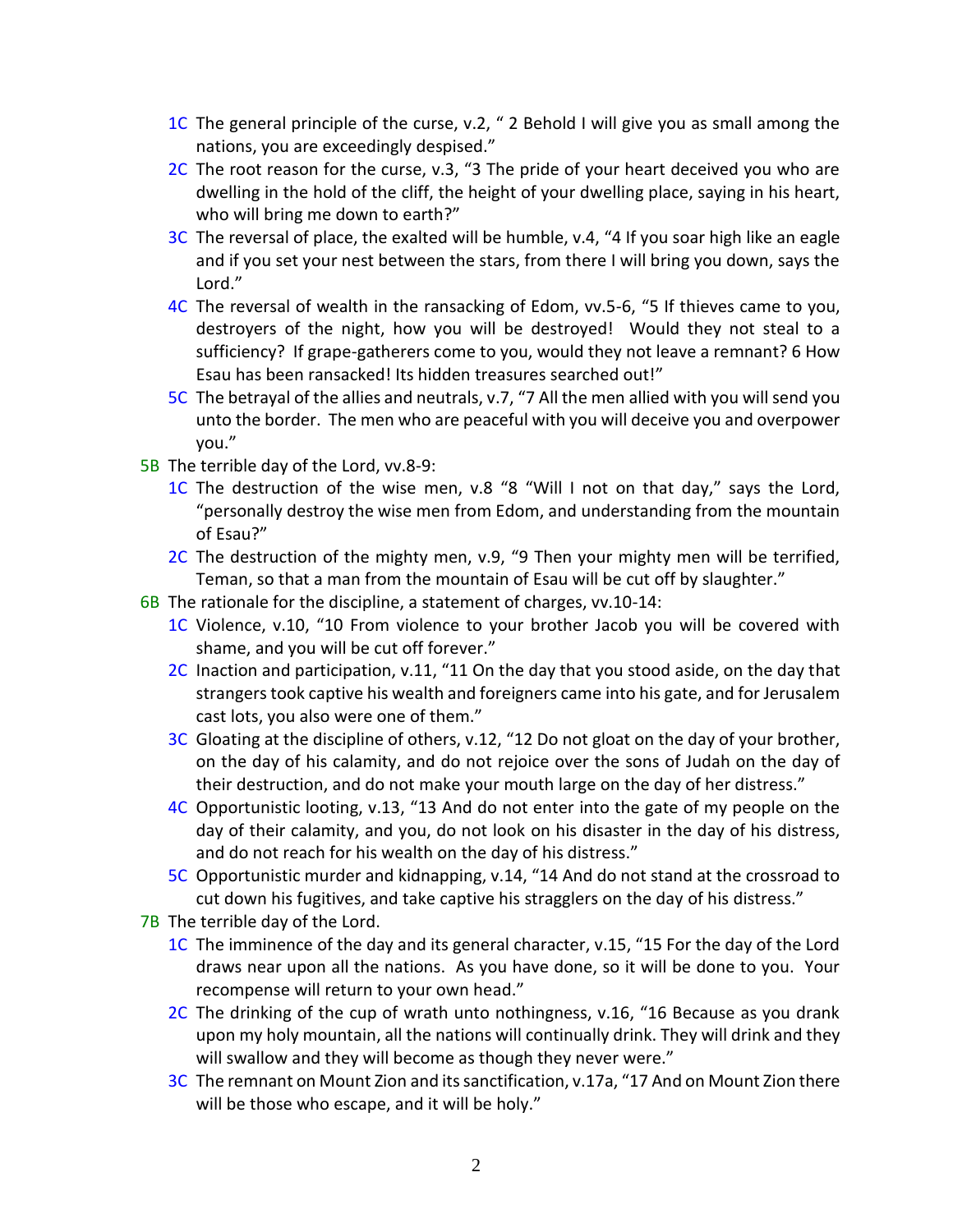- 1C The general principle of the curse, v.2, " 2 Behold I will give you as small among the nations, you are exceedingly despised."
- 2C The root reason for the curse, v.3, "3 The pride of your heart deceived you who are dwelling in the hold of the cliff, the height of your dwelling place, saying in his heart, who will bring me down to earth?"
- 3C The reversal of place, the exalted will be humble, v.4, "4 If you soar high like an eagle and if you set your nest between the stars, from there I will bring you down, says the Lord."
- 4C The reversal of wealth in the ransacking of Edom, vv.5-6, "5 If thieves came to you, destroyers of the night, how you will be destroyed! Would they not steal to a sufficiency? If grape-gatherers come to you, would they not leave a remnant? 6 How Esau has been ransacked! Its hidden treasures searched out!"
- 5C The betrayal of the allies and neutrals, v.7, "7 All the men allied with you will send you unto the border. The men who are peaceful with you will deceive you and overpower you."

5B The terrible day of the Lord, vv.8-9:

- 1C The destruction of the wise men, v.8 "8 "Will I not on that day," says the Lord, "personally destroy the wise men from Edom, and understanding from the mountain of Esau?"
- 2C The destruction of the mighty men, v.9, "9 Then your mighty men will be terrified, Teman, so that a man from the mountain of Esau will be cut off by slaughter."

6B The rationale for the discipline, a statement of charges, vv.10-14:

- 1C Violence, v.10, "10 From violence to your brother Jacob you will be covered with shame, and you will be cut off forever."
- 2C Inaction and participation, v.11, "11 On the day that you stood aside, on the day that strangers took captive his wealth and foreigners came into his gate, and for Jerusalem cast lots, you also were one of them."
- 3C Gloating at the discipline of others, v.12, "12 Do not gloat on the day of your brother, on the day of his calamity, and do not rejoice over the sons of Judah on the day of their destruction, and do not make your mouth large on the day of her distress."
- 4C Opportunistic looting, v.13, "13 And do not enter into the gate of my people on the day of their calamity, and you, do not look on his disaster in the day of his distress, and do not reach for his wealth on the day of his distress."
- 5C Opportunistic murder and kidnapping, v.14, "14 And do not stand at the crossroad to cut down his fugitives, and take captive his stragglers on the day of his distress."

7B The terrible day of the Lord.

- 1C The imminence of the day and its general character, v.15, "15 For the day of the Lord draws near upon all the nations. As you have done, so it will be done to you. Your recompense will return to your own head."
- 2C The drinking of the cup of wrath unto nothingness, v.16, "16 Because as you drank upon my holy mountain, all the nations will continually drink. They will drink and they will swallow and they will become as though they never were."
- 3C The remnant on Mount Zion and its sanctification, v.17a, "17 And on Mount Zion there will be those who escape, and it will be holy."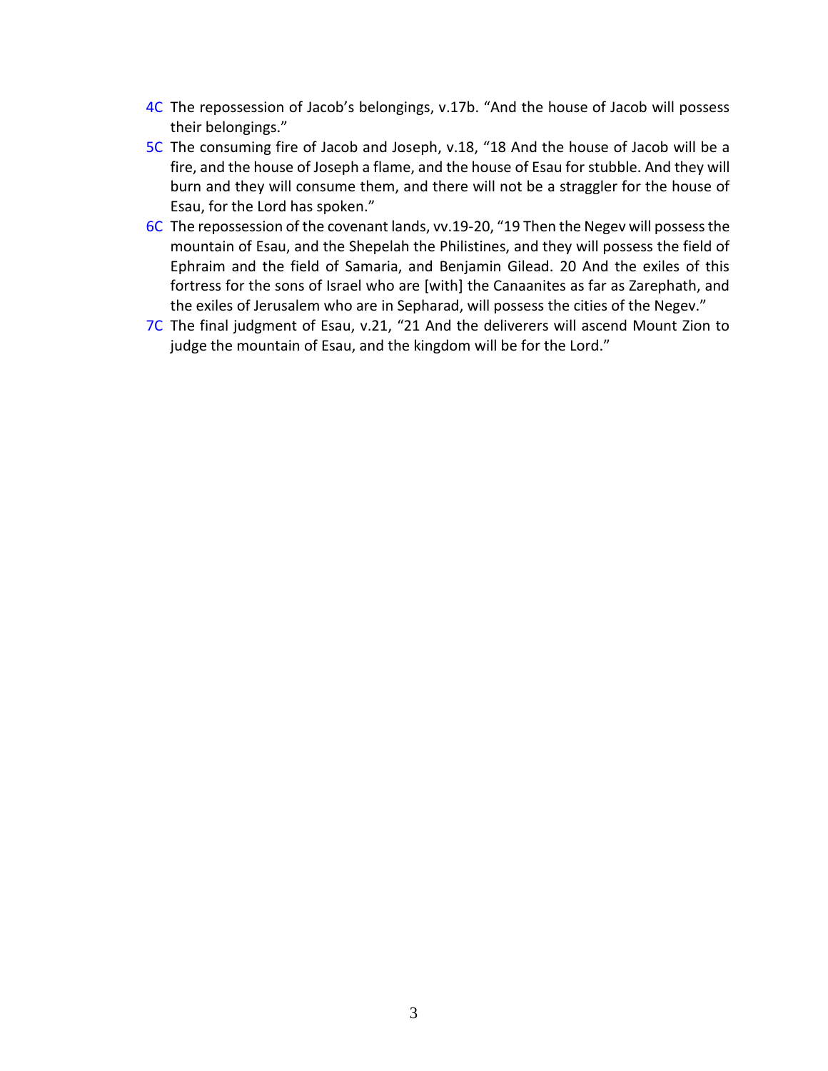4C The repossession of Jacob's belongings, v.17b. "And the house of Jacob will possess their belongings."

5C The consuming fire of Jacob and Joseph, v.18, "18 And the house of Jacob will be a fire, and the house of Joseph a flame, and the house of Esau for stubble. And they will burn and they will consume them, and there will not be a straggler for the house of Esau, for the Lord has spoken."

6C The repossession of the covenant lands, vv.19-20, "19 Then the Negev will possess the mountain of Esau, and the Shepelah the Philistines, and they will possess the field of Ephraim and the field of Samaria, and Benjamin Gilead. 20 And the exiles of this fortress for the sons of Israel who are [with] the Canaanites as far as Zarephath, and the exiles of Jerusalem who are in Sepharad, will possess the cities of the Negev."

7C The final judgment of Esau, v.21, "21 And the deliverers will ascend Mount Zion to judge the mountain of Esau, and the kingdom will be for the Lord."